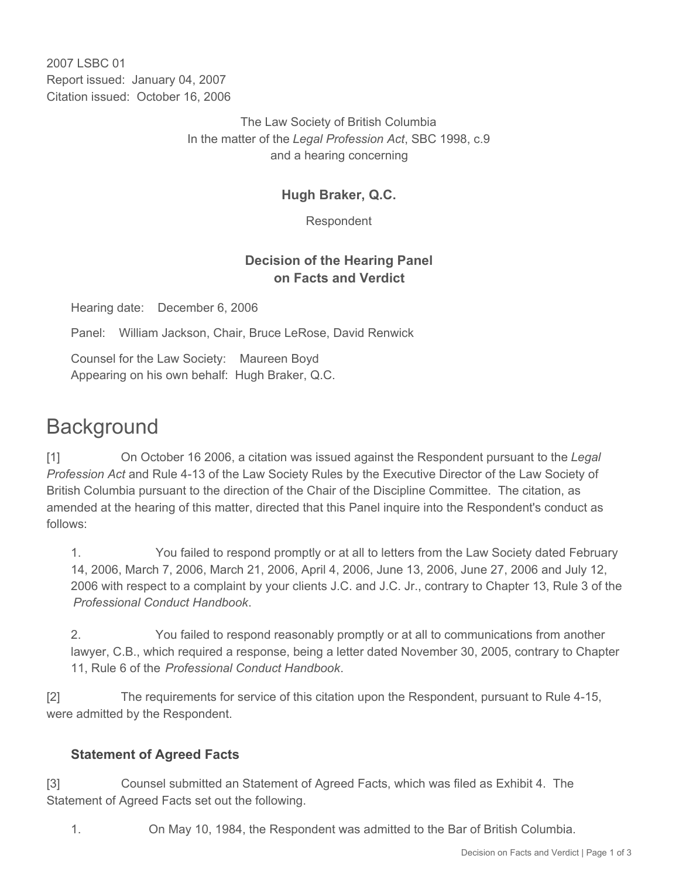2007 LSBC 01
Report issued: January 04, 2007
Citation issued: October 16, 2006

The Law Society of British Columbia
In the matter of the *Legal Profession Act*, SBC 1998, c.9
and a hearing concerning

**Hugh Braker, Q.C.**

Respondent

**Decision of the Hearing Panel on Facts and Verdict**

Hearing date: December 6, 2006

Panel: William Jackson, Chair, Bruce LeRose, David Renwick

Counsel for the Law Society: Maureen Boyd
Appearing on his own behalf: Hugh Braker, Q.C.

# Background

[1] On October 16 2006, a citation was issued against the Respondent pursuant to the *Legal Profession Act* and Rule 4-13 of the Law Society Rules by the Executive Director of the Law Society of British Columbia pursuant to the direction of the Chair of the Discipline Committee. The citation, as amended at the hearing of this matter, directed that this Panel inquire into the Respondent's conduct as follows:

> 1. You failed to respond promptly or at all to letters from the Law Society dated February 14, 2006, March 7, 2006, March 21, 2006, April 4, 2006, June 13, 2006, June 27, 2006 and July 12, 2006 with respect to a complaint by your clients J.C. and J.C. Jr., contrary to Chapter 13, Rule 3 of the *Professional Conduct Handbook*.
>
> 2. You failed to respond reasonably promptly or at all to communications from another lawyer, C.B., which required a response, being a letter dated November 30, 2005, contrary to Chapter 11, Rule 6 of the *Professional Conduct Handbook*.

[2] The requirements for service of this citation upon the Respondent, pursuant to Rule 4-15, were admitted by the Respondent.

### Statement of Agreed Facts

[3] Counsel submitted an Statement of Agreed Facts, which was filed as Exhibit 4. The Statement of Agreed Facts set out the following.

> 1. On May 10, 1984, the Respondent was admitted to the Bar of British Columbia.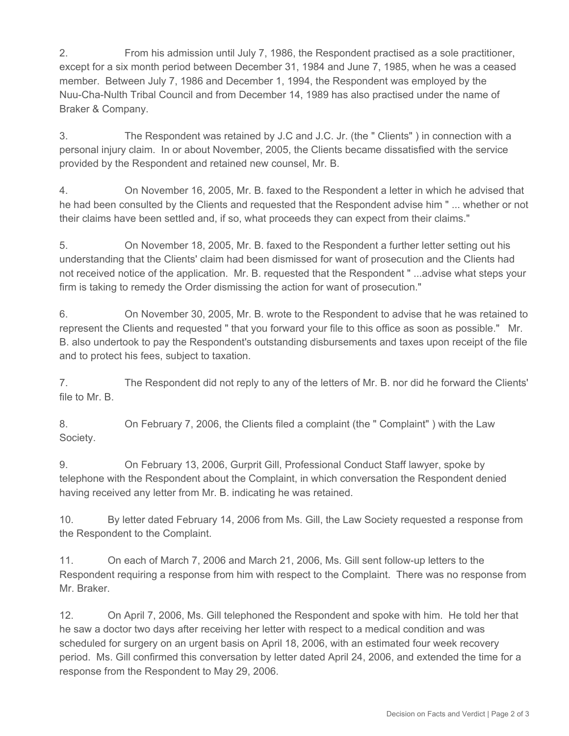2. From his admission until July 7, 1986, the Respondent practised as a sole practitioner, except for a six month period between December 31, 1984 and June 7, 1985, when he was a ceased member. Between July 7, 1986 and December 1, 1994, the Respondent was employed by the Nuu-Cha-Nulth Tribal Council and from December 14, 1989 has also practised under the name of Braker & Company.

3. The Respondent was retained by J.C and J.C. Jr. (the " Clients" ) in connection with a personal injury claim. In or about November, 2005, the Clients became dissatisfied with the service provided by the Respondent and retained new counsel, Mr. B.

4. On November 16, 2005, Mr. B. faxed to the Respondent a letter in which he advised that he had been consulted by the Clients and requested that the Respondent advise him " ... whether or not their claims have been settled and, if so, what proceeds they can expect from their claims."

5. On November 18, 2005, Mr. B. faxed to the Respondent a further letter setting out his understanding that the Clients' claim had been dismissed for want of prosecution and the Clients had not received notice of the application. Mr. B. requested that the Respondent " ...advise what steps your firm is taking to remedy the Order dismissing the action for want of prosecution."

6. On November 30, 2005, Mr. B. wrote to the Respondent to advise that he was retained to represent the Clients and requested " that you forward your file to this office as soon as possible." Mr. B. also undertook to pay the Respondent's outstanding disbursements and taxes upon receipt of the file and to protect his fees, subject to taxation.

7. The Respondent did not reply to any of the letters of Mr. B. nor did he forward the Clients' file to Mr. B.

8. On February 7, 2006, the Clients filed a complaint (the " Complaint" ) with the Law Society.

9. On February 13, 2006, Gurprit Gill, Professional Conduct Staff lawyer, spoke by telephone with the Respondent about the Complaint, in which conversation the Respondent denied having received any letter from Mr. B. indicating he was retained.

10. By letter dated February 14, 2006 from Ms. Gill, the Law Society requested a response from the Respondent to the Complaint.

11. On each of March 7, 2006 and March 21, 2006, Ms. Gill sent follow-up letters to the Respondent requiring a response from him with respect to the Complaint. There was no response from Mr. Braker.

12. On April 7, 2006, Ms. Gill telephoned the Respondent and spoke with him. He told her that he saw a doctor two days after receiving her letter with respect to a medical condition and was scheduled for surgery on an urgent basis on April 18, 2006, with an estimated four week recovery period. Ms. Gill confirmed this conversation by letter dated April 24, 2006, and extended the time for a response from the Respondent to May 29, 2006.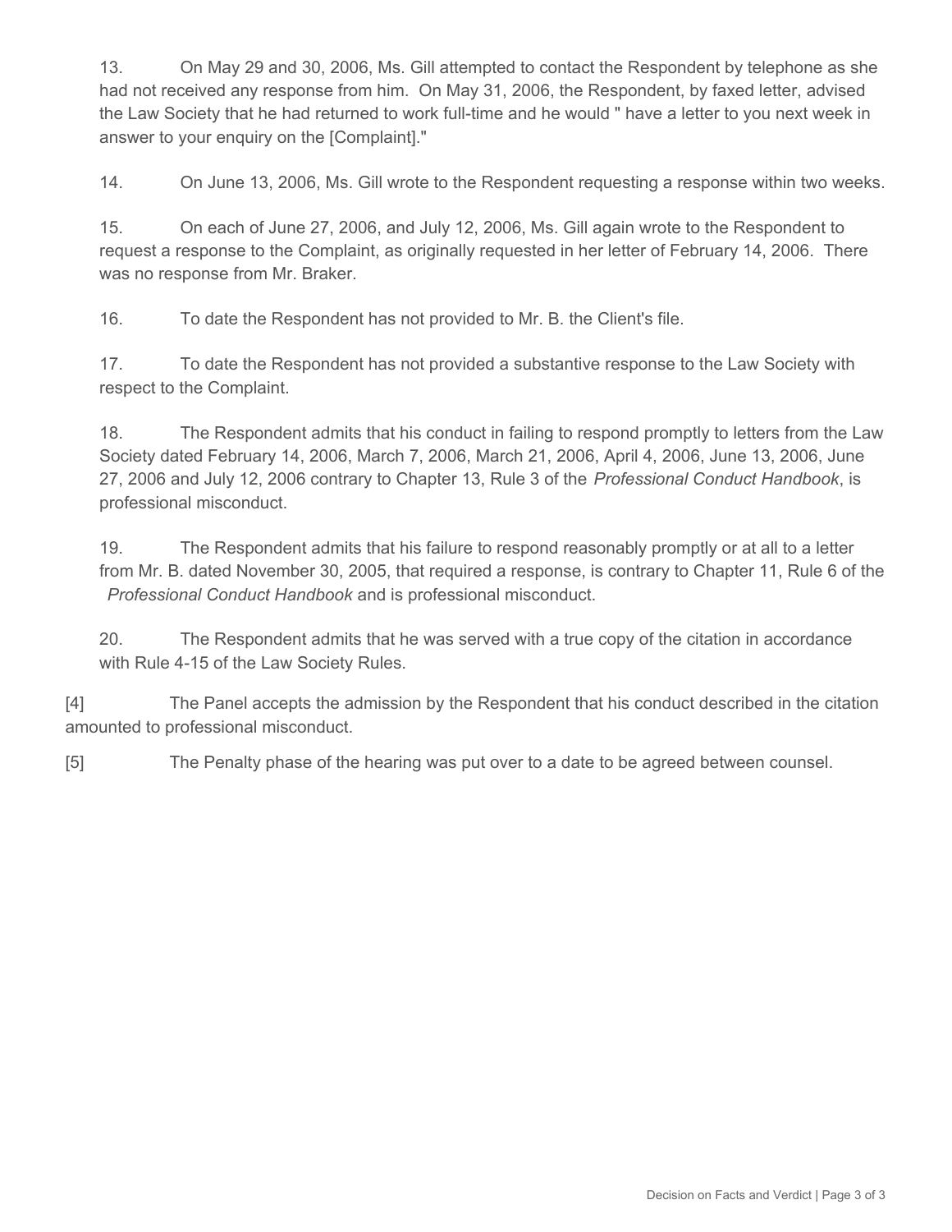13. On May 29 and 30, 2006, Ms. Gill attempted to contact the Respondent by telephone as she had not received any response from him. On May 31, 2006, the Respondent, by faxed letter, advised the Law Society that he had returned to work full-time and he would " have a letter to you next week in answer to your enquiry on the [Complaint]."

14. On June 13, 2006, Ms. Gill wrote to the Respondent requesting a response within two weeks.

15. On each of June 27, 2006, and July 12, 2006, Ms. Gill again wrote to the Respondent to request a response to the Complaint, as originally requested in her letter of February 14, 2006. There was no response from Mr. Braker.

16. To date the Respondent has not provided to Mr. B. the Client's file.

17. To date the Respondent has not provided a substantive response to the Law Society with respect to the Complaint.

18. The Respondent admits that his conduct in failing to respond promptly to letters from the Law Society dated February 14, 2006, March 7, 2006, March 21, 2006, April 4, 2006, June 13, 2006, June 27, 2006 and July 12, 2006 contrary to Chapter 13, Rule 3 of the *Professional Conduct Handbook*, is professional misconduct.

19. The Respondent admits that his failure to respond reasonably promptly or at all to a letter from Mr. B. dated November 30, 2005, that required a response, is contrary to Chapter 11, Rule 6 of the *Professional Conduct Handbook* and is professional misconduct.

20. The Respondent admits that he was served with a true copy of the citation in accordance with Rule 4-15 of the Law Society Rules.

[4] The Panel accepts the admission by the Respondent that his conduct described in the citation amounted to professional misconduct.

[5] The Penalty phase of the hearing was put over to a date to be agreed between counsel.